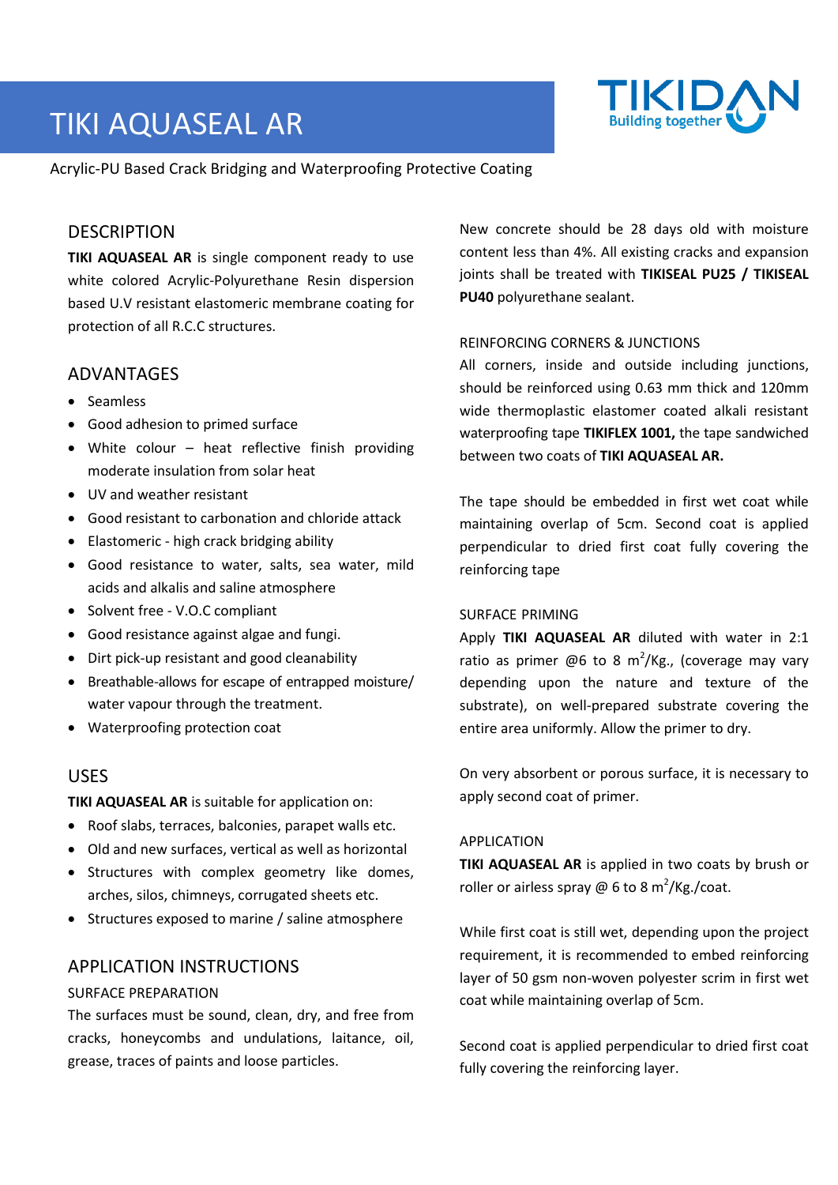# TIKI AQUASEAL AR

Acrylic-PU Based Crack Bridging and Waterproofing Protective Coating

## DESCRIPTION

**TIKI AQUASEAL AR** is single component ready to use white colored Acrylic-Polyurethane Resin dispersion based U.V resistant elastomeric membrane coating for protection of all R.C.C structures.

## ADVANTAGES

- Seamless
- Good adhesion to primed surface
- White colour – heat reflective finish providing moderate insulation from solar heat
- UV and weather resistant
- Good resistant to carbonation and chloride attack
- Elastomeric - high crack bridging ability
- Good resistance to water, salts, sea water, mild acids and alkalis and saline atmosphere
- Solvent free - V.O.C compliant
- Good resistance against algae and fungi.
- Dirt pick-up resistant and good cleanability
- Breathable-allows for escape of entrapped moisture/ water vapour through the treatment.
- Waterproofing protection coat

## USES

**TIKI AQUASEAL AR** is suitable for application on:

- Roof slabs, terraces, balconies, parapet walls etc.
- Old and new surfaces, vertical as well as horizontal
- Structures with complex geometry like domes, arches, silos, chimneys, corrugated sheets etc.
- Structures exposed to marine / saline atmosphere

## APPLICATION INSTRUCTIONS

### SURFACE PREPARATION

The surfaces must be sound, clean, dry, and free from cracks, honeycombs and undulations, laitance, oil, grease, traces of paints and loose particles.

New concrete should be 28 days old with moisture content less than 4%. All existing cracks and expansion joints shall be treated with **TIKISEAL PU25 / TIKISEAL PU40** polyurethane sealant.

### REINFORCING CORNERS & JUNCTIONS

All corners, inside and outside including junctions, should be reinforced using 0.63 mm thick and 120mm wide thermoplastic elastomer coated alkali resistant waterproofing tape **TIKIFLEX 1001,** the tape sandwiched between two coats of **TIKI AQUASEAL AR.**

The tape should be embedded in first wet coat while maintaining overlap of 5cm. Second coat is applied perpendicular to dried first coat fully covering the reinforcing tape

### SURFACE PRIMING

Apply **TIKI AQUASEAL AR** diluted with water in 2:1 ratio as primer @6 to 8 $m^2$/Kg., (coverage may vary depending upon the nature and texture of the substrate), on well-prepared substrate covering the entire area uniformly. Allow the primer to dry.

On very absorbent or porous surface, it is necessary to apply second coat of primer.

### APPLICATION

**TIKI AQUASEAL AR** is applied in two coats by brush or roller or airless spray @ 6 to 8 $m^2$/Kg./coat.

While first coat is still wet, depending upon the project requirement, it is recommended to embed reinforcing layer of 50 gsm non-woven polyester scrim in first wet coat while maintaining overlap of 5cm.

Second coat is applied perpendicular to dried first coat fully covering the reinforcing layer.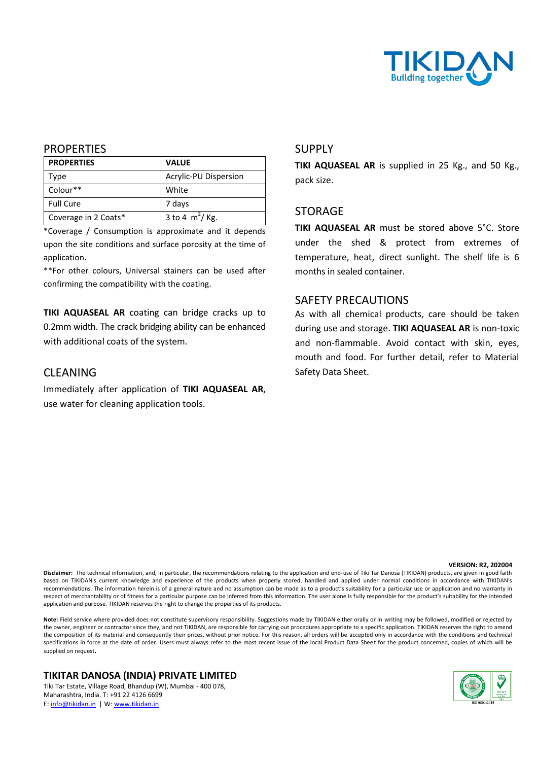## PROPERTIES

| PROPERTIES | VALUE |
|---|---|
| Type | Acrylic-PU Dispersion |
| Colour** | White |
| Full Cure | 7 days |
| Coverage in 2 Coats* | 3 to 4 $m^2$/ Kg. |

*Coverage / Consumption is approximate and it depends upon the site conditions and surface porosity at the time of application.

**For other colours, Universal stainers can be used after confirming the compatibility with the coating.

**TIKI AQUASEAL AR** coating can bridge cracks up to 0.2mm width. The crack bridging ability can be enhanced with additional coats of the system.

## CLEANING

Immediately after application of **TIKI AQUASEAL AR**, use water for cleaning application tools.

## SUPPLY

**TIKI AQUASEAL AR** is supplied in 25 Kg., and 50 Kg., pack size.

## STORAGE

**TIKI AQUASEAL AR** must be stored above 5°C. Store under the shed & protect from extremes of temperature, heat, direct sunlight. The shelf life is 6 months in sealed container.

## SAFETY PRECAUTIONS

As with all chemical products, care should be taken during use and storage. **TIKI AQUASEAL AR** is non-toxic and non-flammable. Avoid contact with skin, eyes, mouth and food. For further detail, refer to Material Safety Data Sheet.

**VERSION: R2, 202004**

**Disclaimer:** The technical information, and, in particular, the recommendations relating to the application and end-use of Tiki Tar Danosa (TIKIDAN) products, are given in good faith based on TIKIDAN's current knowledge and experience of the products when properly stored, handled and applied under normal conditions in accordance with TIKIDAN's recommendations. The information herein is of a general nature and no assumption can be made as to a product's suitability for a particular use or application and no warranty in respect of merchantability or of fitness for a particular purpose can be inferred from this information. The user alone is fully responsible for the product's suitability for the intended application and purpose. TIKIDAN reserves the right to change the properties of its products.

**Note:** Field service where provided does not constitute supervisory responsibility. Suggestions made by TIKIDAN either orally or in writing may be followed, modified or rejected by the owner, engineer or contractor since they, and not TIKIDAN, are responsible for carrying out procedures appropriate to a specific application. TIKIDAN reserves the right to amend the composition of its material and consequently their prices, without prior notice. For this reason, all orders will be accepted only in accordance with the conditions and technical specifications in force at the date of order. Users must always refer to the most recent issue of the local Product Data Sheet for the product concerned, copies of which will be supplied on request.

**TIKITAR DANOSA (INDIA) PRIVATE LIMITED**

Tiki Tar Estate, Village Road, Bhandup (W), Mumbai - 400 078, Maharashtra, India. T: +91 22 4126 6699

E: info@tikidan.in | W: www.tikidan.in